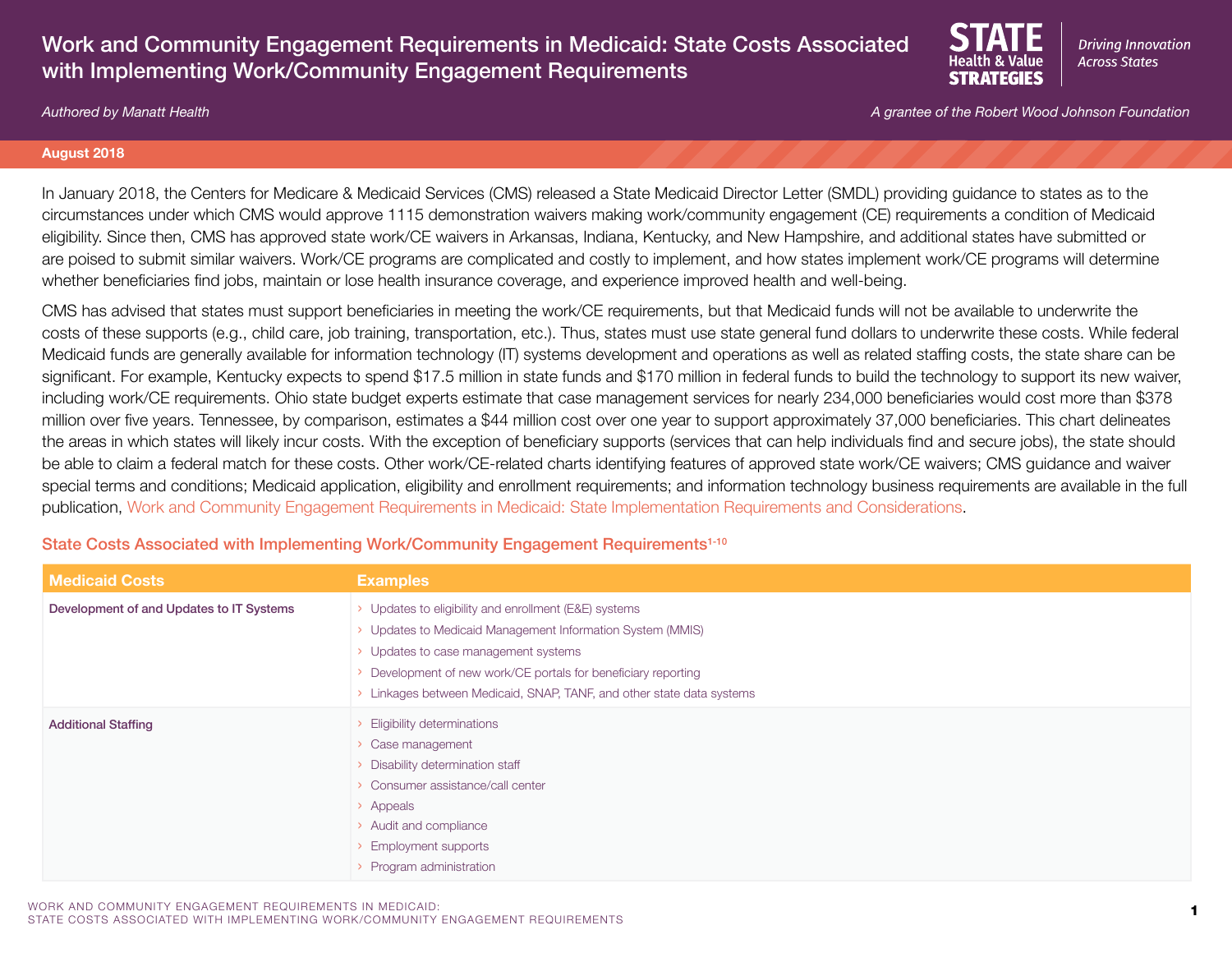# Work and Community Engagement Requirements in Medicaid: State Costs Associated with Implementing Work/Community Engagement Requirements

STATE Health & Value STRATEGIES — *Driving Innovation Across States*

*Authored by Manatt Health*

*A grantee of the Robert Wood Johnson Foundation*

**August 2018**

In January 2018, the Centers for Medicare & Medicaid Services (CMS) released a State Medicaid Director Letter (SMDL) providing guidance to states as to the circumstances under which CMS would approve 1115 demonstration waivers making work/community engagement (CE) requirements a condition of Medicaid eligibility. Since then, CMS has approved state work/CE waivers in Arkansas, Indiana, Kentucky, and New Hampshire, and additional states have submitted or are poised to submit similar waivers. Work/CE programs are complicated and costly to implement, and how states implement work/CE programs will determine whether beneficiaries find jobs, maintain or lose health insurance coverage, and experience improved health and well-being.

CMS has advised that states must support beneficiaries in meeting the work/CE requirements, but that Medicaid funds will not be available to underwrite the costs of these supports (e.g., child care, job training, transportation, etc.). Thus, states must use state general fund dollars to underwrite these costs. While federal Medicaid funds are generally available for information technology (IT) systems development and operations as well as related staffing costs, the state share can be significant. For example, Kentucky expects to spend $17.5 million in state funds and $170 million in federal funds to build the technology to support its new waiver, including work/CE requirements. Ohio state budget experts estimate that case management services for nearly 234,000 beneficiaries would cost more than $378 million over five years. Tennessee, by comparison, estimates a $44 million cost over one year to support approximately 37,000 beneficiaries. This chart delineates the areas in which states will likely incur costs. With the exception of beneficiary supports (services that can help individuals find and secure jobs), the state should be able to claim a federal match for these costs. Other work/CE-related charts identifying features of approved state work/CE waivers; CMS guidance and waiver special terms and conditions; Medicaid application, eligibility and enrollment requirements; and information technology business requirements are available in the full publication, Work and Community Engagement Requirements in Medicaid: State Implementation Requirements and Considerations.

## State Costs Associated with Implementing Work/Community Engagement Requirements[1-10]

| Medicaid Costs | Examples |
|---|---|
| Development of and Updates to IT Systems | › Updates to eligibility and enrollment (E&E) systems<br>› Updates to Medicaid Management Information System (MMIS)<br>› Updates to case management systems<br>› Development of new work/CE portals for beneficiary reporting<br>› Linkages between Medicaid, SNAP, TANF, and other state data systems |
| Additional Staffing | › Eligibility determinations<br>› Case management<br>› Disability determination staff<br>› Consumer assistance/call center<br>› Appeals<br>› Audit and compliance<br>› Employment supports<br>› Program administration |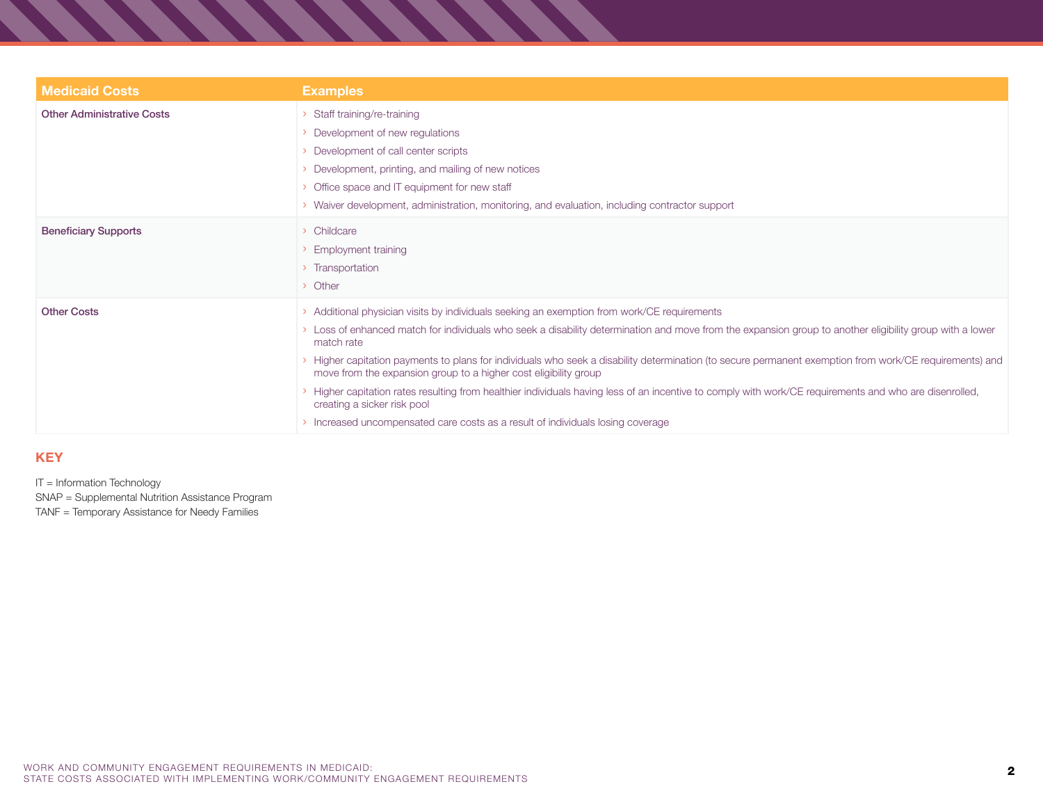| Medicaid Costs | Examples |
|---|---|
| **Other Administrative Costs** | › Staff training/re-training<br>› Development of new regulations<br>› Development of call center scripts<br>› Development, printing, and mailing of new notices<br>› Office space and IT equipment for new staff<br>› Waiver development, administration, monitoring, and evaluation, including contractor support |
| **Beneficiary Supports** | › Childcare<br>› Employment training<br>› Transportation<br>› Other |
| **Other Costs** | › Additional physician visits by individuals seeking an exemption from work/CE requirements<br>› Loss of enhanced match for individuals who seek a disability determination and move from the expansion group to another eligibility group with a lower match rate<br>› Higher capitation payments to plans for individuals who seek a disability determination (to secure permanent exemption from work/CE requirements) and move from the expansion group to a higher cost eligibility group<br>› Higher capitation rates resulting from healthier individuals having less of an incentive to comply with work/CE requirements and who are disenrolled, creating a sicker risk pool<br>› Increased uncompensated care costs as a result of individuals losing coverage |

## KEY

IT = Information Technology
SNAP = Supplemental Nutrition Assistance Program
TANF = Temporary Assistance for Needy Families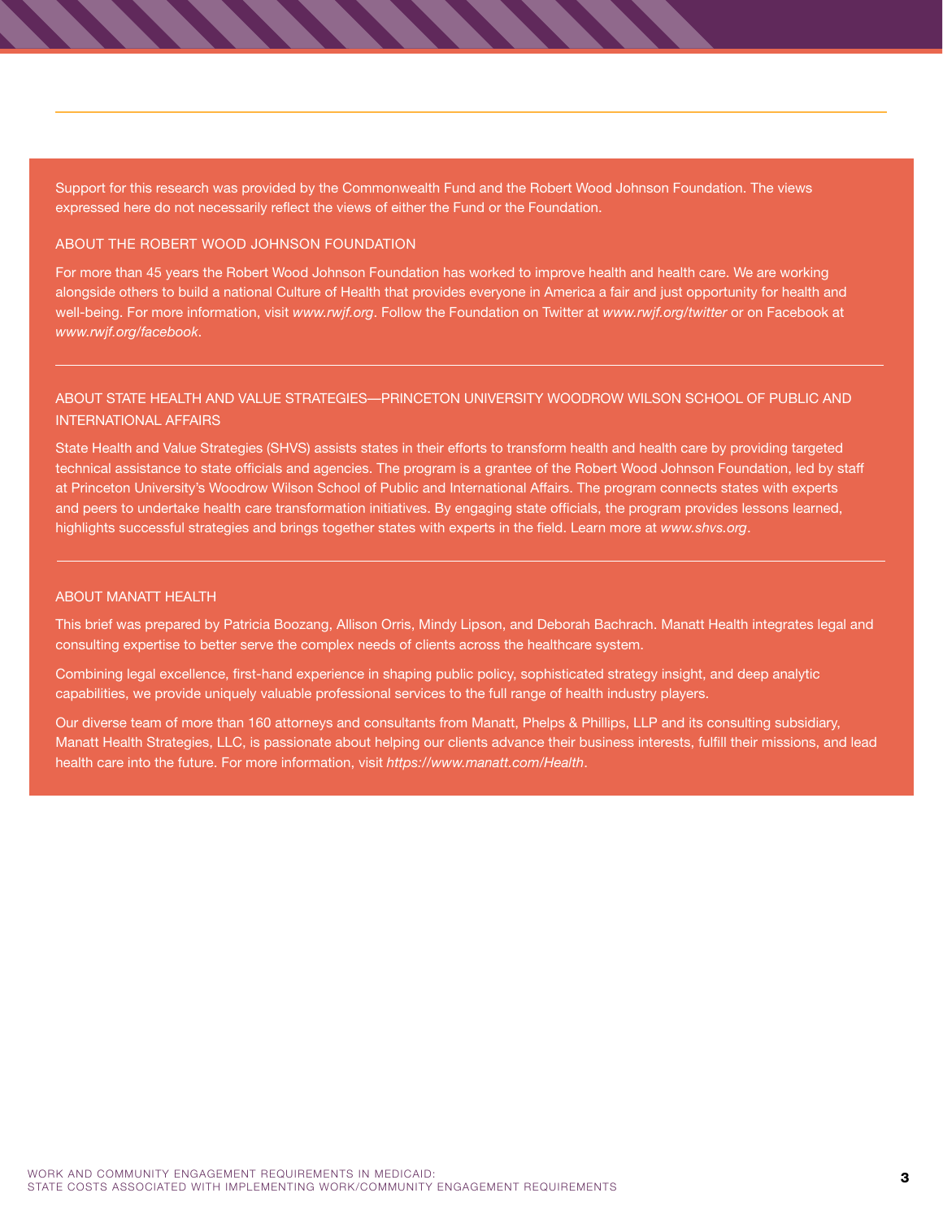Support for this research was provided by the Commonwealth Fund and the Robert Wood Johnson Foundation. The views expressed here do not necessarily reflect the views of either the Fund or the Foundation.

## ABOUT THE ROBERT WOOD JOHNSON FOUNDATION

For more than 45 years the Robert Wood Johnson Foundation has worked to improve health and health care. We are working alongside others to build a national Culture of Health that provides everyone in America a fair and just opportunity for health and well-being. For more information, visit *www.rwjf.org*. Follow the Foundation on Twitter at *www.rwjf.org/twitter* or on Facebook at *www.rwjf.org/facebook*.

---

## ABOUT STATE HEALTH AND VALUE STRATEGIES—PRINCETON UNIVERSITY WOODROW WILSON SCHOOL OF PUBLIC AND INTERNATIONAL AFFAIRS

State Health and Value Strategies (SHVS) assists states in their efforts to transform health and health care by providing targeted technical assistance to state officials and agencies. The program is a grantee of the Robert Wood Johnson Foundation, led by staff at Princeton University's Woodrow Wilson School of Public and International Affairs. The program connects states with experts and peers to undertake health care transformation initiatives. By engaging state officials, the program provides lessons learned, highlights successful strategies and brings together states with experts in the field. Learn more at *www.shvs.org*.

---

## ABOUT MANATT HEALTH

This brief was prepared by Patricia Boozang, Allison Orris, Mindy Lipson, and Deborah Bachrach. Manatt Health integrates legal and consulting expertise to better serve the complex needs of clients across the healthcare system.

Combining legal excellence, first-hand experience in shaping public policy, sophisticated strategy insight, and deep analytic capabilities, we provide uniquely valuable professional services to the full range of health industry players.

Our diverse team of more than 160 attorneys and consultants from Manatt, Phelps & Phillips, LLP and its consulting subsidiary, Manatt Health Strategies, LLC, is passionate about helping our clients advance their business interests, fulfill their missions, and lead health care into the future. For more information, visit *https://www.manatt.com/Health*.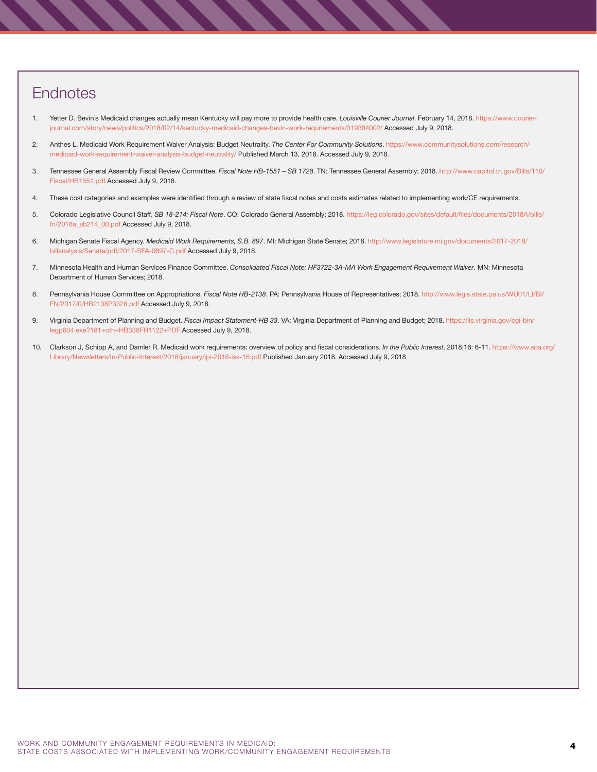# Endnotes

1. Yetter D. Bevin's Medicaid changes actually mean Kentucky will pay more to provide health care. *Louisville Courier Journal*. February 14, 2018. https://www.courier-journal.com/story/news/politics/2018/02/14/kentucky-medicaid-changes-bevin-work-requriements/319384002/ Accessed July 9, 2018.

2. Anthes L. Medicaid Work Requirement Waiver Analysis: Budget Neutrality. *The Center For Community Solutions*. https://www.communitysolutions.com/research/medicaid-work-requirement-waiver-analysis-budget-neutrality/ Published March 13, 2018. Accessed July 9, 2018.

3. Tennessee General Assembly Fiscal Review Committee. *Fiscal Note HB-1551 – SB 1728*. TN: Tennessee General Assembly; 2018. http://www.capitol.tn.gov/Bills/110/Fiscal/HB1551.pdf Accessed July 9, 2018.

4. These cost categories and examples were identified through a review of state fiscal notes and costs estimates related to implementing work/CE requirements.

5. Colorado Legislative Council Staff. *SB 18-214: Fiscal Note*. CO: Colorado General Assembly; 2018. https://leg.colorado.gov/sites/default/files/documents/2018A/bills/fn/2018a_sb214_00.pdf Accessed July 9, 2018.

6. Michigan Senate Fiscal Agency. *Medicaid Work Requirements, S.B. 897*. MI: Michigan State Senate; 2018. http://www.legislature.mi.gov/documents/2017-2018/billanalysis/Senate/pdf/2017-SFA-0897-C.pdf Accessed July 9, 2018.

7. Minnesota Health and Human Services Finance Committee. *Consolidated Fiscal Note: HF3722-3A-MA Work Engagement Requirement Waiver*. MN: Minnesota Department of Human Services; 2018.

8. Pennsylvania House Committee on Appropriations. *Fiscal Note HB-2138*. PA: Pennsylvania House of Representatives; 2018. http://www.legis.state.pa.us/WU01/LI/BI/FN/2017/0/HB2138P3328.pdf Accessed July 9, 2018.

9. Virginia Department of Planning and Budget. *Fiscal Impact Statement-HB 33*. VA: Virginia Department of Planning and Budget; 2018. https://lis.virginia.gov/cgi-bin/legp604.exe?181+oth+HB338FH1122+PDF Accessed July 9, 2018.

10. Clarkson J, Schipp A, and Damler R. Medicaid work requirements: overview of policy and fiscal considerations. *In the Public Interest*. 2018;16: 6-11. https://www.soa.org/Library/Newsletters/In-Public-Interest/2018/january/ipi-2018-iss-16.pdf Published January 2018. Accessed July 9, 2018